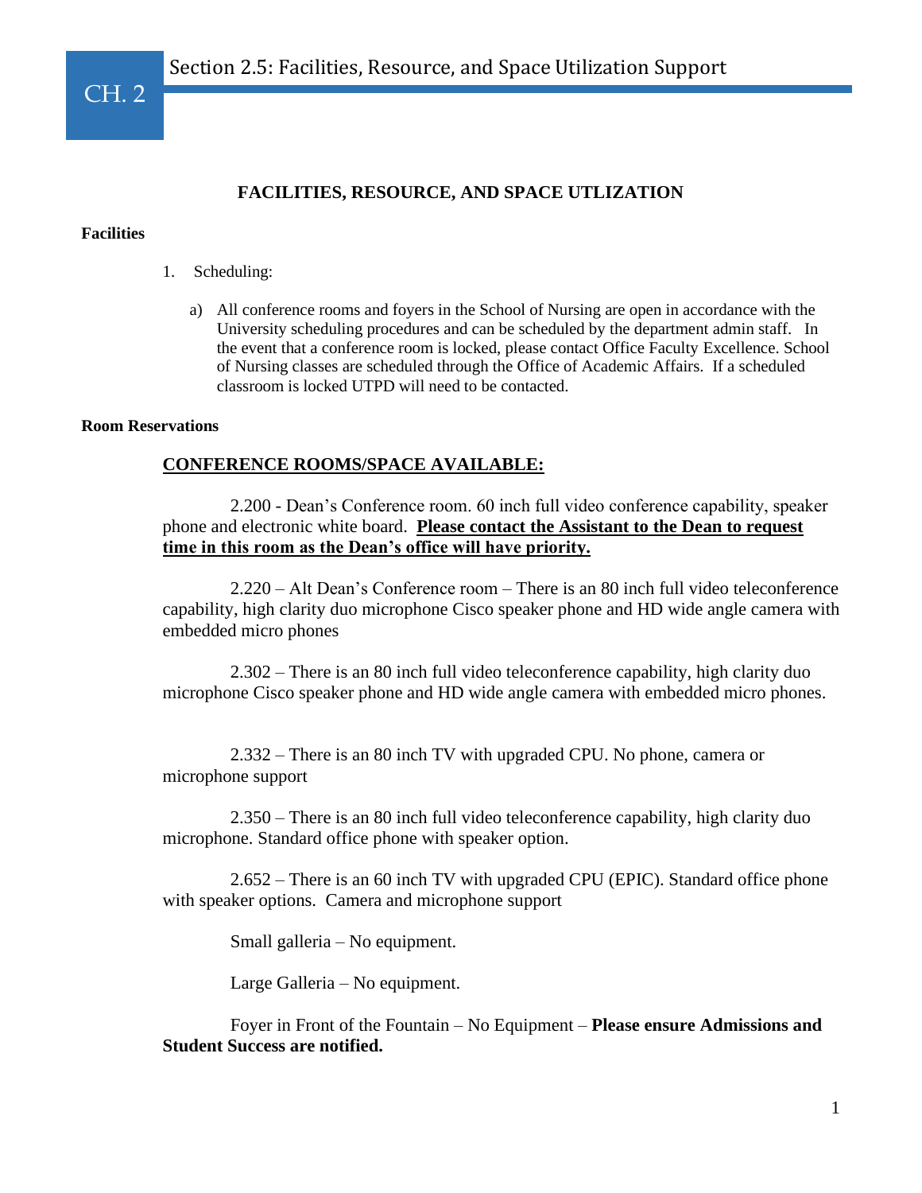# CH. 2 Section 2.5: Facilities, Resource, and Space Utilization Support

## FACILITIES, RESOURCE, AND SPACE UTLIZATION

**Facilities**

1. Scheduling:

   a) All conference rooms and foyers in the School of Nursing are open in accordance with the University scheduling procedures and can be scheduled by the department admin staff. In the event that a conference room is locked, please contact Office Faculty Excellence. School of Nursing classes are scheduled through the Office of Academic Affairs. If a scheduled classroom is locked UTPD will need to be contacted.

**Room Reservations**

**CONFERENCE ROOMS/SPACE AVAILABLE:**

2.200 - Dean's Conference room. 60 inch full video conference capability, speaker phone and electronic white board. **Please contact the Assistant to the Dean to request time in this room as the Dean's office will have priority.**

2.220 – Alt Dean's Conference room – There is an 80 inch full video teleconference capability, high clarity duo microphone Cisco speaker phone and HD wide angle camera with embedded micro phones

2.302 – There is an 80 inch full video teleconference capability, high clarity duo microphone Cisco speaker phone and HD wide angle camera with embedded micro phones.

2.332 – There is an 80 inch TV with upgraded CPU. No phone, camera or microphone support

2.350 – There is an 80 inch full video teleconference capability, high clarity duo microphone. Standard office phone with speaker option.

2.652 – There is an 60 inch TV with upgraded CPU (EPIC). Standard office phone with speaker options. Camera and microphone support

Small galleria – No equipment.

Large Galleria – No equipment.

Foyer in Front of the Fountain – No Equipment – **Please ensure Admissions and Student Success are notified.**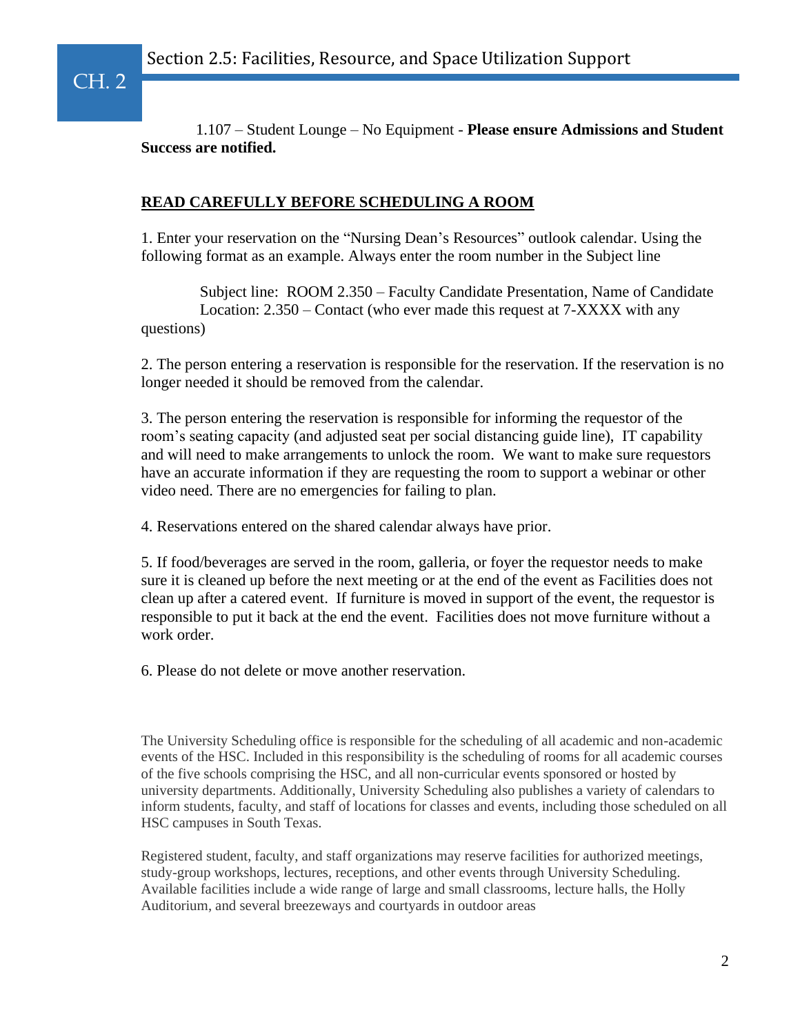1.107 – Student Lounge – No Equipment - **Please ensure Admissions and Student Success are notified.**

**READ CAREFULLY BEFORE SCHEDULING A ROOM**

1. Enter your reservation on the "Nursing Dean's Resources" outlook calendar. Using the following format as an example. Always enter the room number in the Subject line

   Subject line: ROOM 2.350 – Faculty Candidate Presentation, Name of Candidate
   Location: 2.350 – Contact (who ever made this request at 7-XXXX with any questions)

2. The person entering a reservation is responsible for the reservation. If the reservation is no longer needed it should be removed from the calendar.

3. The person entering the reservation is responsible for informing the requestor of the room's seating capacity (and adjusted seat per social distancing guide line), IT capability and will need to make arrangements to unlock the room. We want to make sure requestors have an accurate information if they are requesting the room to support a webinar or other video need. There are no emergencies for failing to plan.

4. Reservations entered on the shared calendar always have prior.

5. If food/beverages are served in the room, galleria, or foyer the requestor needs to make sure it is cleaned up before the next meeting or at the end of the event as Facilities does not clean up after a catered event. If furniture is moved in support of the event, the requestor is responsible to put it back at the end the event. Facilities does not move furniture without a work order.

6. Please do not delete or move another reservation.

The University Scheduling office is responsible for the scheduling of all academic and non-academic events of the HSC. Included in this responsibility is the scheduling of rooms for all academic courses of the five schools comprising the HSC, and all non-curricular events sponsored or hosted by university departments. Additionally, University Scheduling also publishes a variety of calendars to inform students, faculty, and staff of locations for classes and events, including those scheduled on all HSC campuses in South Texas.

Registered student, faculty, and staff organizations may reserve facilities for authorized meetings, study-group workshops, lectures, receptions, and other events through University Scheduling. Available facilities include a wide range of large and small classrooms, lecture halls, the Holly Auditorium, and several breezeways and courtyards in outdoor areas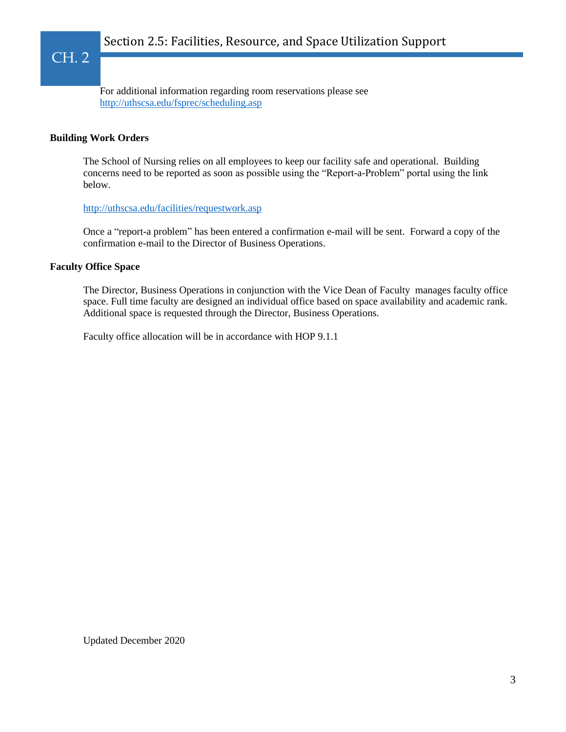For additional information regarding room reservations please see http://uthscsa.edu/fsprec/scheduling.asp

**Building Work Orders**

The School of Nursing relies on all employees to keep our facility safe and operational. Building concerns need to be reported as soon as possible using the "Report-a-Problem" portal using the link below.

http://uthscsa.edu/facilities/requestwork.asp

Once a "report-a problem" has been entered a confirmation e-mail will be sent. Forward a copy of the confirmation e-mail to the Director of Business Operations.

**Faculty Office Space**

The Director, Business Operations in conjunction with the Vice Dean of Faculty manages faculty office space. Full time faculty are designed an individual office based on space availability and academic rank. Additional space is requested through the Director, Business Operations.

Faculty office allocation will be in accordance with HOP 9.1.1

Updated December 2020